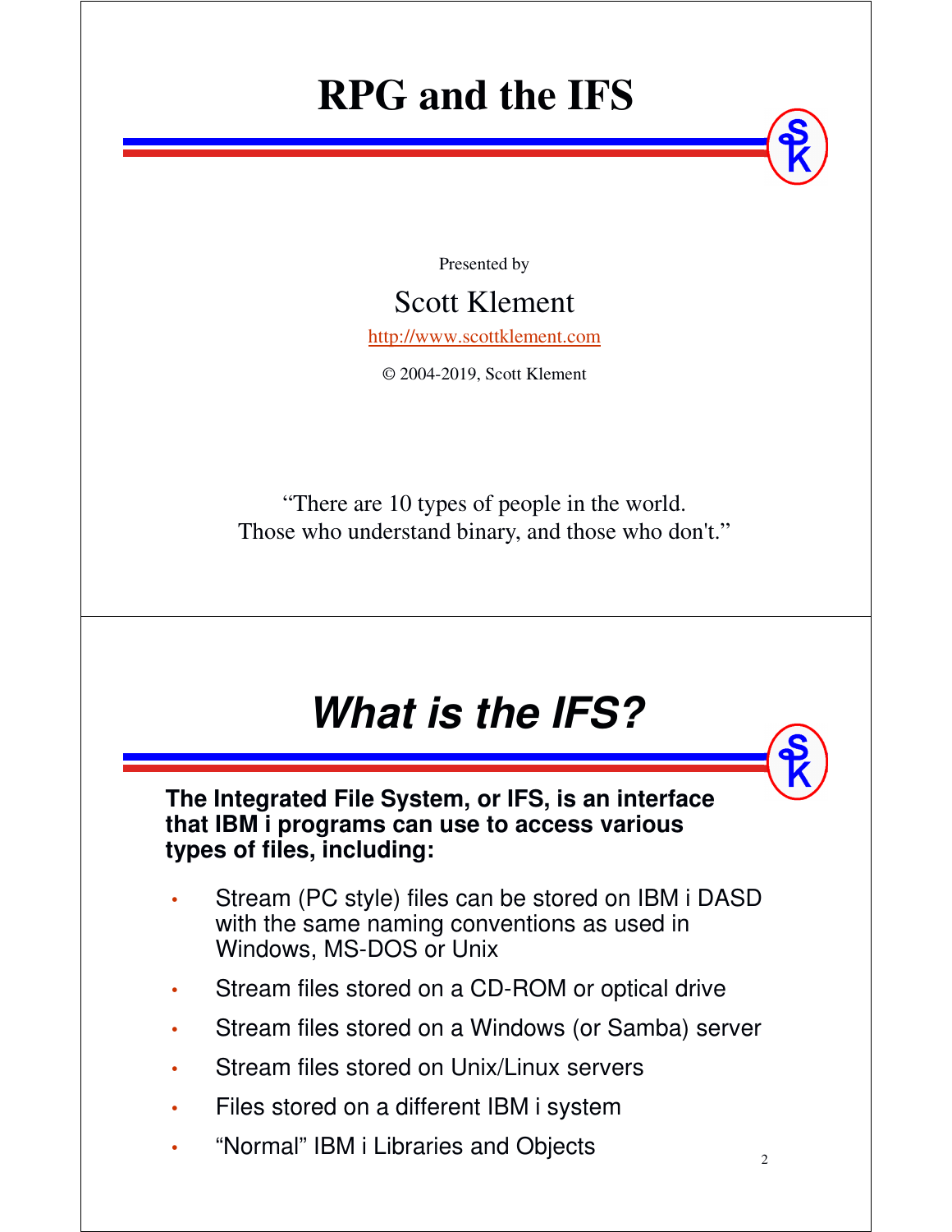# RPG and the IFS

Presented by

Scott Klement

http://www.scottklement.com

© 2004-2019, Scott Klement

"There are 10 types of people in the world.
Those who understand binary, and those who don't."

# *What is the IFS?*

**The Integrated File System, or IFS, is an interface that IBM i programs can use to access various types of files, including:**

- Stream (PC style) files can be stored on IBM i DASD with the same naming conventions as used in Windows, MS-DOS or Unix
- Stream files stored on a CD-ROM or optical drive
- Stream files stored on a Windows (or Samba) server
- Stream files stored on Unix/Linux servers
- Files stored on a different IBM i system
- "Normal" IBM i Libraries and Objects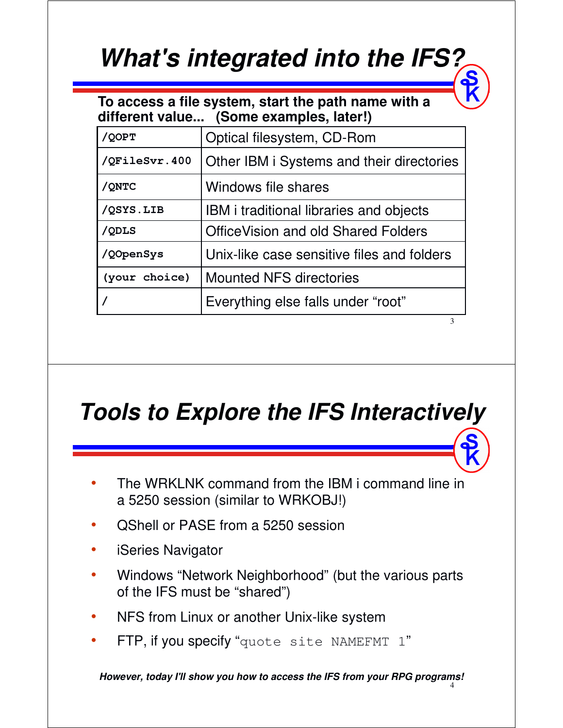# What's integrated into the IFS?

**To access a file system, start the path name with a different value... (Some examples, later!)**

| | |
|---|---|
| `/QOPT` | Optical filesystem, CD-Rom |
| `/QFileSvr.400` | Other IBM i Systems and their directories |
| `/QNTC` | Windows file shares |
| `/QSYS.LIB` | IBM i traditional libraries and objects |
| `/QDLS` | OfficeVision and old Shared Folders |
| `/QOpenSys` | Unix-like case sensitive files and folders |
| `(your choice)` | Mounted NFS directories |
| `/` | Everything else falls under "root" |

# Tools to Explore the IFS Interactively

- The WRKLNK command from the IBM i command line in a 5250 session (similar to WRKOBJ!)
- QShell or PASE from a 5250 session
- iSeries Navigator
- Windows "Network Neighborhood" (but the various parts of the IFS must be "shared")
- NFS from Linux or another Unix-like system
- FTP, if you specify "`quote site NAMEFMT 1`"

***However, today I'll show you how to access the IFS from your RPG programs!***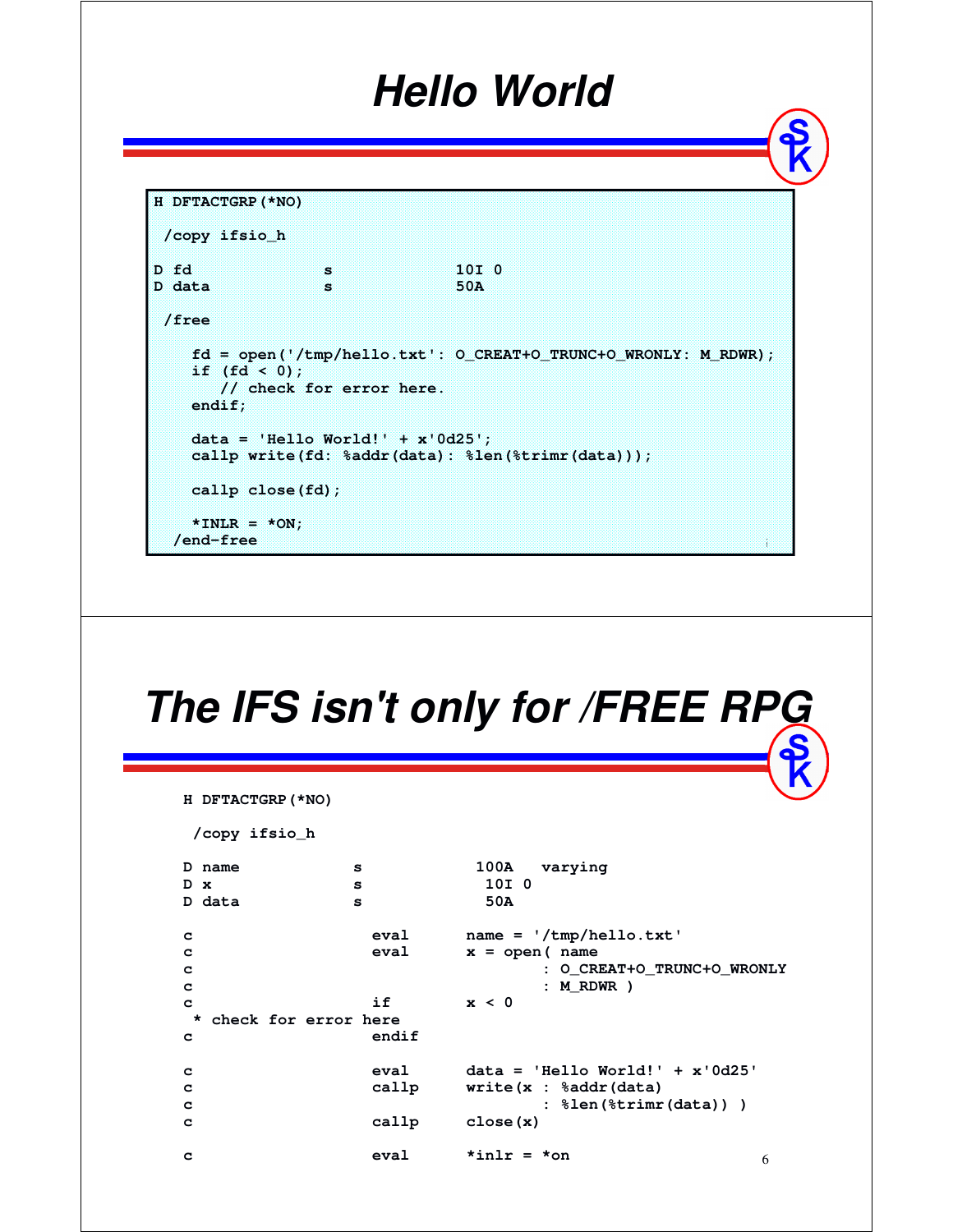# Hello World

```
H DFTACTGRP(*NO)

 /copy ifsio_h

D fd              s             10I 0
D data            s             50A

 /free

    fd = open('/tmp/hello.txt': O_CREAT+O_TRUNC+O_WRONLY: M_RDWR);
    if (fd < 0);
       // check for error here.
    endif;

    data = 'Hello World!' + x'0d25';
    callp write(fd: %addr(data): %len(%trimr(data)));

    callp close(fd);

    *INLR = *ON;
  /end-free
```

# The IFS isn't only for /FREE RPG

```
H DFTACTGRP(*NO)

 /copy ifsio_h

D name            s            100A   varying
D x               s             10I 0
D data            s             50A

c                   eval      name = '/tmp/hello.txt'
c                   eval      x = open( name
c                                     : O_CREAT+O_TRUNC+O_WRONLY
c                                     : M_RDWR )
c                   if        x < 0
 * check for error here
c                   endif

c                   eval      data = 'Hello World!' + x'0d25'
c                   callp     write(x : %addr(data)
c                                     : %len(%trimr(data)) )
c                   callp     close(x)

c                   eval      *inlr = *on
```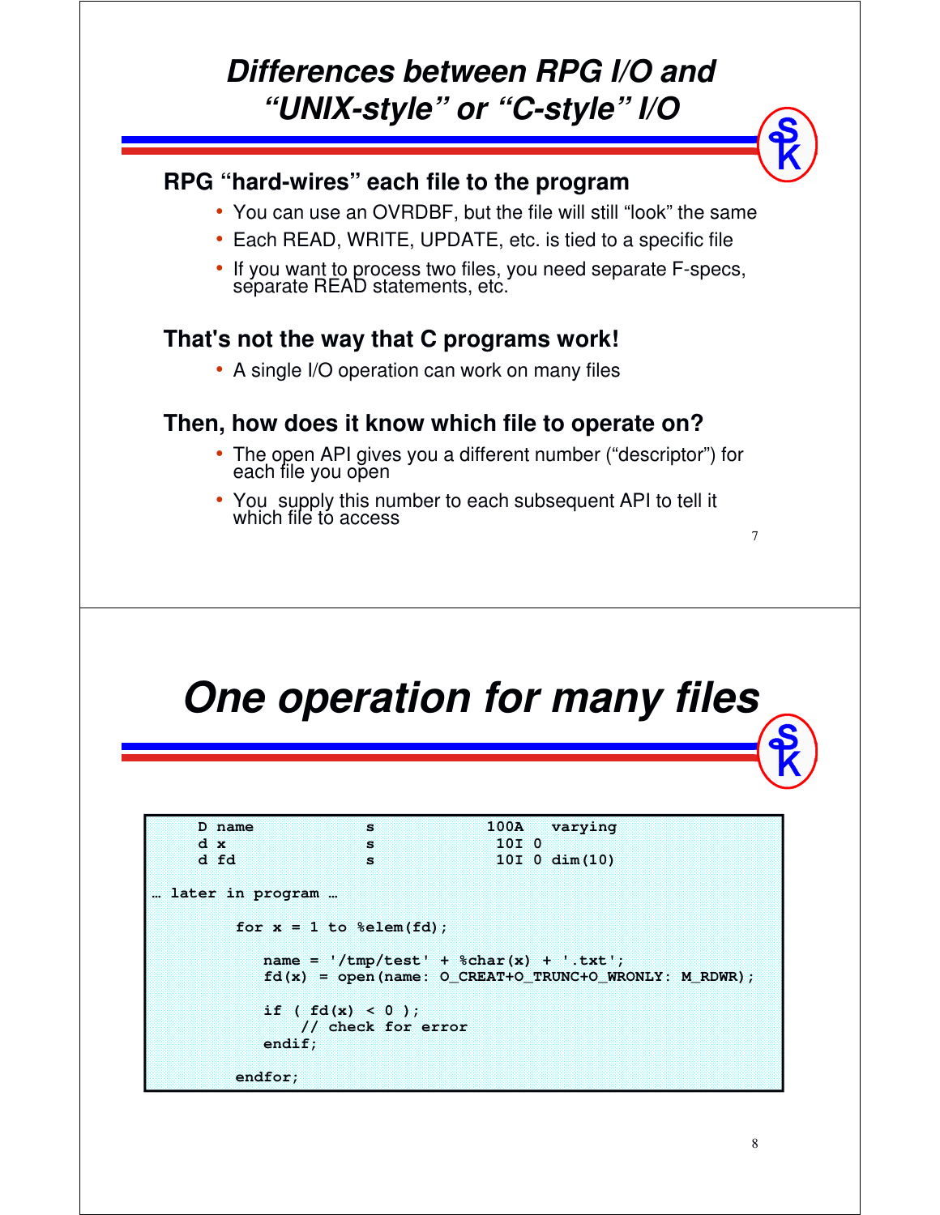# *Differences between RPG I/O and "UNIX-style" or "C-style" I/O*

### RPG "hard-wires" each file to the program

- You can use an OVRDBF, but the file will still "look" the same
- Each READ, WRITE, UPDATE, etc. is tied to a specific file
- If you want to process two files, you need separate F-specs, separate READ statements, etc.

### That's not the way that C programs work!

- A single I/O operation can work on many files

### Then, how does it know which file to operate on?

- The open API gives you a different number ("descriptor") for each file you open
- You supply this number to each subsequent API to tell it which file to access

# *One operation for many files*

```
     D name             s              100A   varying
     d x                s               10I 0
     d fd               s               10I 0 dim(10)

… later in program …

         for x = 1 to %elem(fd);

            name = '/tmp/test' + %char(x) + '.txt';
            fd(x) = open(name: O_CREAT+O_TRUNC+O_WRONLY: M_RDWR);

            if ( fd(x) < 0 );
                // check for error
            endif;

         endfor;
```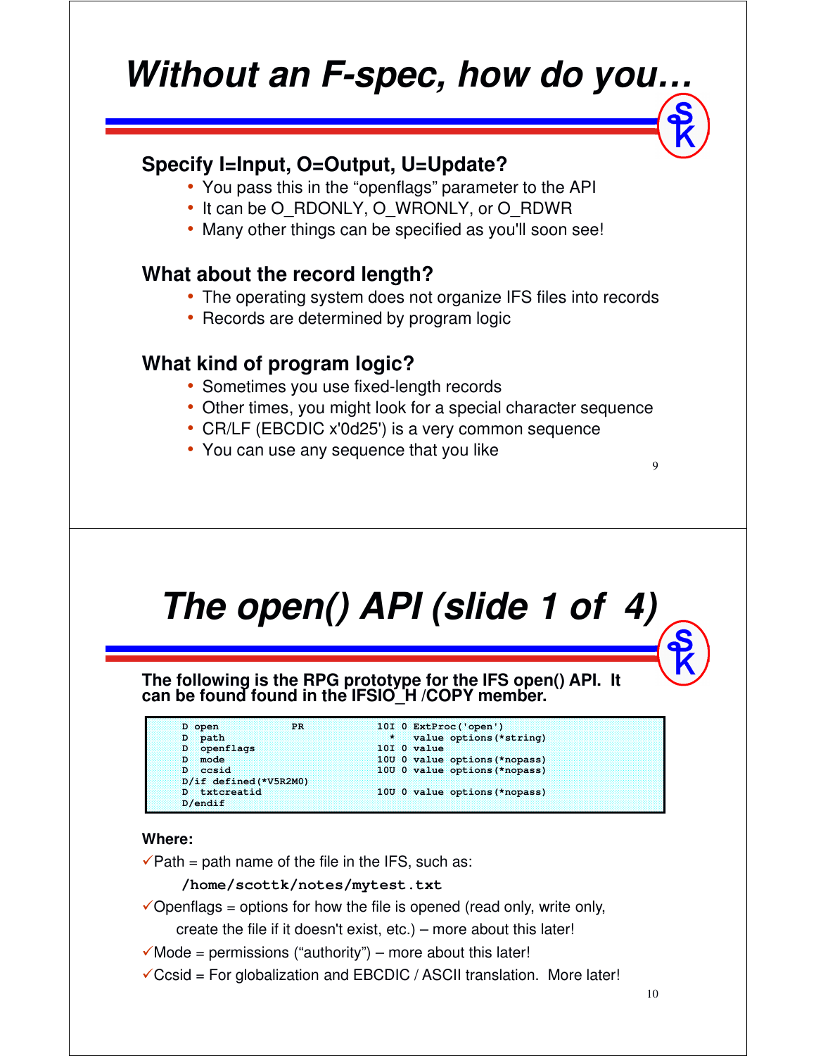# Without an F-spec, how do you…

### Specify I=Input, O=Output, U=Update?

- You pass this in the "openflags" parameter to the API
- It can be O_RDONLY, O_WRONLY, or O_RDWR
- Many other things can be specified as you'll soon see!

### What about the record length?

- The operating system does not organize IFS files into records
- Records are determined by program logic

### What kind of program logic?

- Sometimes you use fixed-length records
- Other times, you might look for a special character sequence
- CR/LF (EBCDIC x'0d25') is a very common sequence
- You can use any sequence that you like

# The open() API (slide 1 of 4)

**The following is the RPG prototype for the IFS open() API. It can be found found in the IFSIO_H /COPY member.**

```
D open            PR            10I 0 ExtProc('open')
D  path                           *   value options(*string)
D  openflags                    10I 0 value
D  mode                         10U 0 value options(*nopass)
D  ccsid                        10U 0 value options(*nopass)
D/if defined(*V5R2M0)
D  txtcreatid                   10U 0 value options(*nopass)
D/endif
```

**Where:**

✓Path = path name of the file in the IFS, such as:

**`/home/scottk/notes/mytest.txt`**

✓Openflags = options for how the file is opened (read only, write only, create the file if it doesn't exist, etc.) – more about this later!

✓Mode = permissions ("authority") – more about this later!

✓Ccsid = For globalization and EBCDIC / ASCII translation. More later!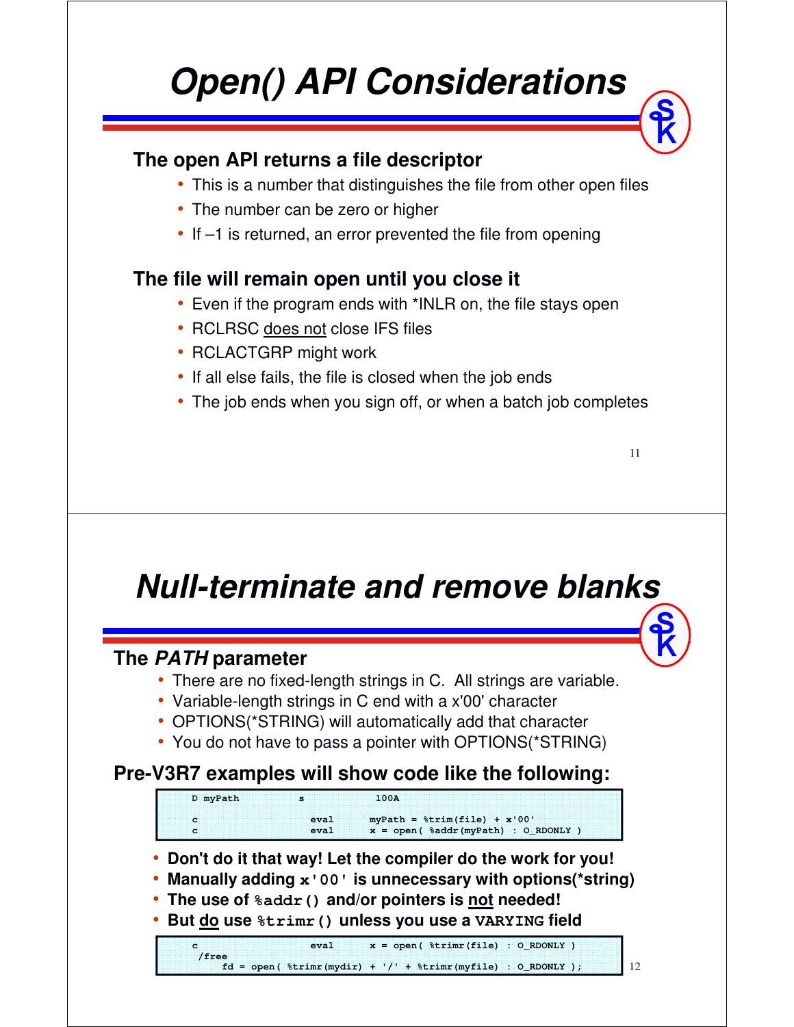# Open() API Considerations

### The open API returns a file descriptor

- This is a number that distinguishes the file from other open files
- The number can be zero or higher
- If –1 is returned, an error prevented the file from opening

### The file will remain open until you close it

- Even if the program ends with *INLR on, the file stays open
- RCLRSC <u>does not</u> close IFS files
- RCLACTGRP might work
- If all else fails, the file is closed when the job ends
- The job ends when you sign off, or when a batch job completes

# Null-terminate and remove blanks

### The *PATH* parameter

- There are no fixed-length strings in C. All strings are variable.
- Variable-length strings in C end with a x'00' character
- OPTIONS(*STRING) will automatically add that character
- You do not have to pass a pointer with OPTIONS(*STRING)

### Pre-V3R7 examples will show code like the following:

```
D myPath          s            100A

c                   eval      myPath = %trim(file) + x'00'
c                   eval      x = open( %addr(myPath) : O_RDONLY )
```

- **Don't do it that way! Let the compiler do the work for you!**
- **Manually adding `x'00'` is unnecessary with options(*string)**
- **The use of `%addr()` and/or pointers is <u>not</u> needed!**
- **But <u>do</u> use `%trimr()` unless you use a `VARYING` field**

```
c                   eval      x = open( %trimr(file) : O_RDONLY )
 /free
     fd = open( %trimr(mydir) + '/' + %trimr(myfile) : O_RDONLY );
```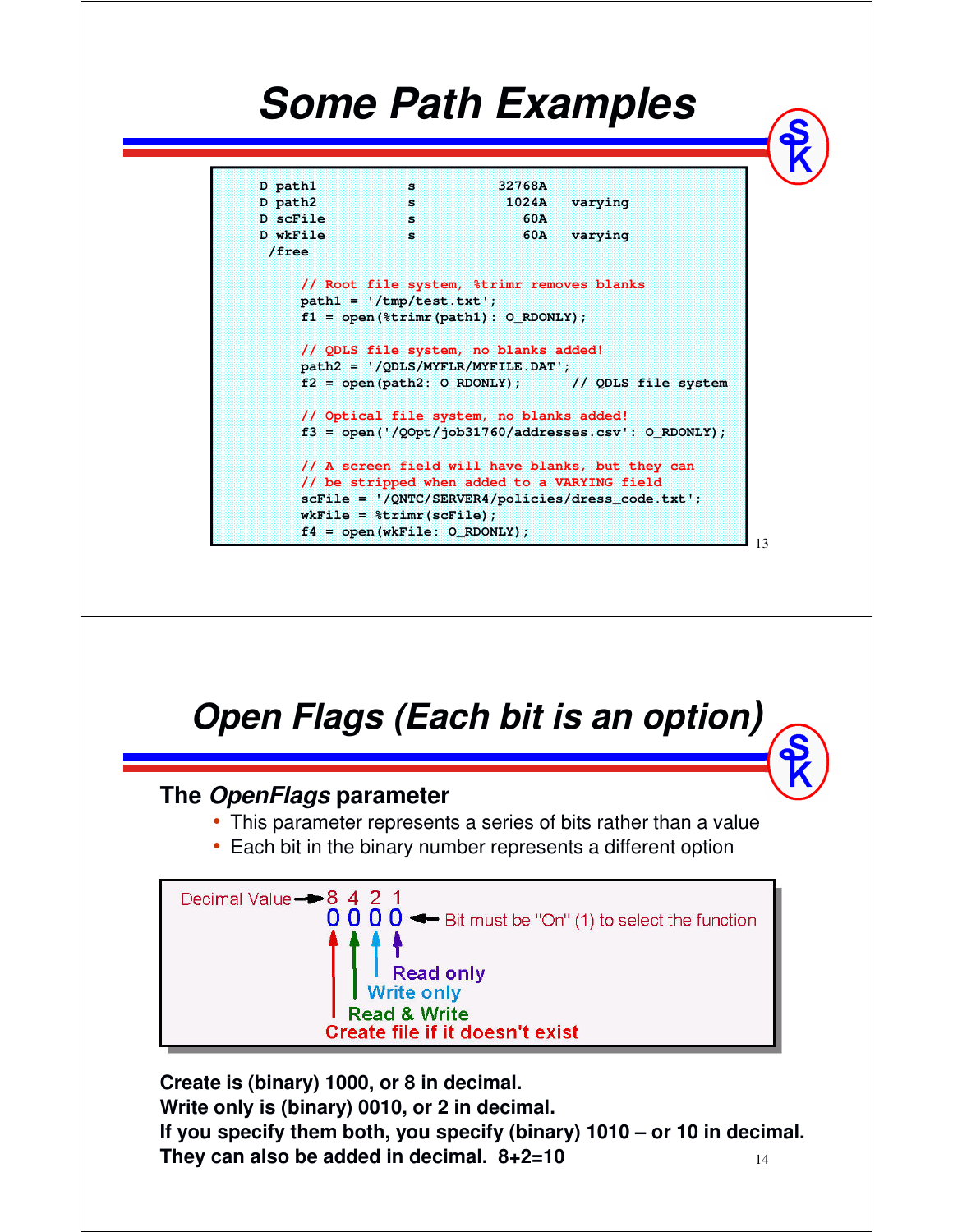# Some Path Examples

```
D path1           s          32768A
D path2           s           1024A   varying
D scFile          s             60A
D wkFile          s             60A   varying
 /free

     // Root file system, %trimr removes blanks
     path1 = '/tmp/test.txt';
     f1 = open(%trimr(path1): O_RDONLY);

     // QDLS file system, no blanks added!
     path2 = '/QDLS/MYFLR/MYFILE.DAT';
     f2 = open(path2: O_RDONLY);      // QDLS file system

     // Optical file system, no blanks added!
     f3 = open('/QOpt/job31760/addresses.csv': O_RDONLY);

     // A screen field will have blanks, but they can
     // be stripped when added to a VARYING field
     scFile = '/QNTC/SERVER4/policies/dress_code.txt';
     wkFile = %trimr(scFile);
     f4 = open(wkFile: O_RDONLY);
```

# Open Flags (Each bit is an option)

## The *OpenFlags* parameter

- This parameter represents a series of bits rather than a value
- Each bit in the binary number represents a different option

```
Decimal Value --> 8 4 2 1
                  0 0 0 0  <-- Bit must be "On" (1) to select the function
                  | | | |
                  | | | Read only
                  | | Write only
                  | Read & Write
                  Create file if it doesn't exist
```

**Create is (binary) 1000, or 8 in decimal.**
**Write only is (binary) 0010, or 2 in decimal.**
**If you specify them both, you specify (binary) 1010 – or 10 in decimal.**
**They can also be added in decimal. 8+2=10**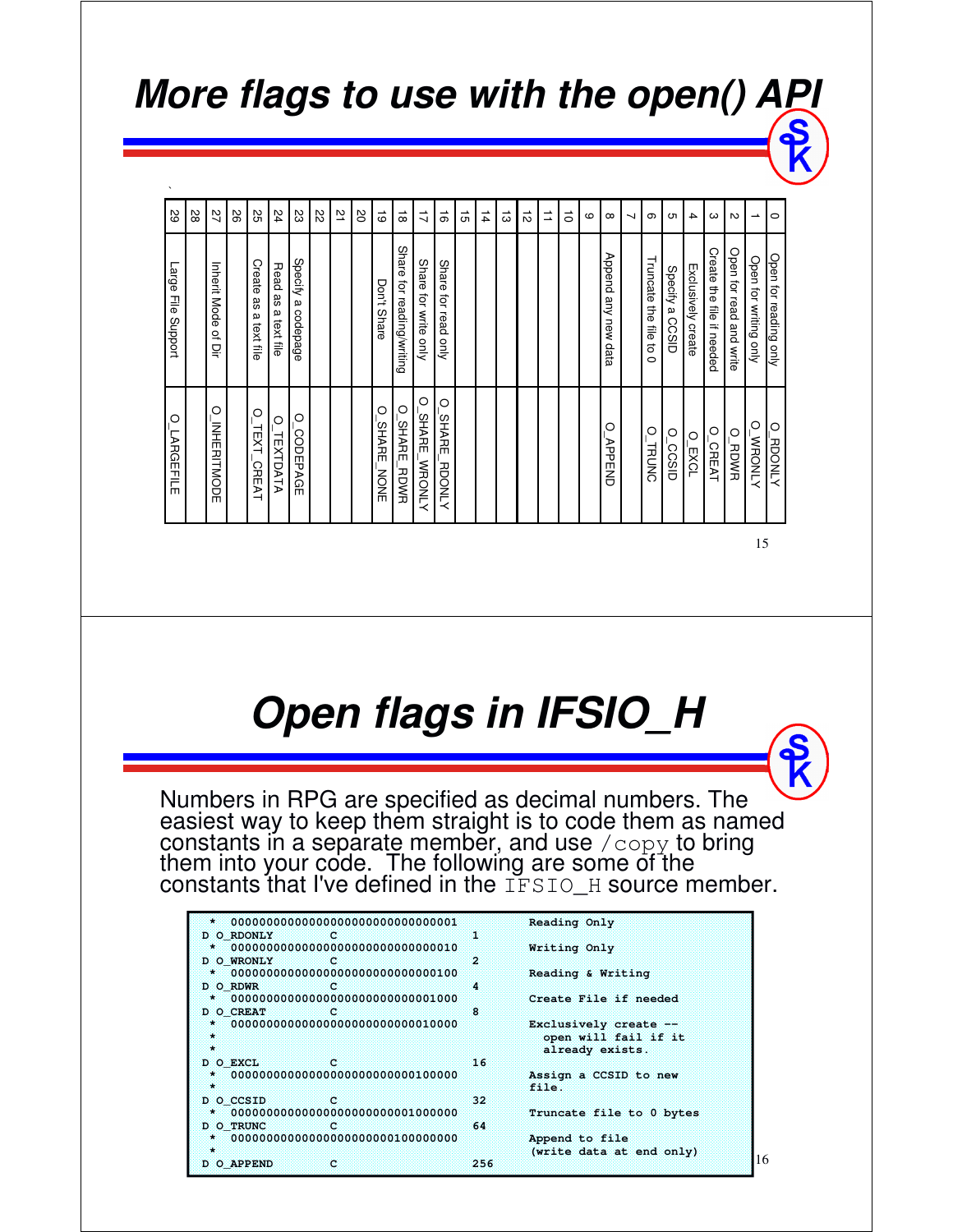# More flags to use with the open() API

| Bit | Description | Flag |
|---|---|---|
| 0 | Open for reading only | O_RDONLY |
| 1 | Open for writing only | O_WRONLY |
| 2 | Open for read and write | O_RDWR |
| 3 | Create the file if needed | O_CREAT |
| 4 | Exclusively create | O_EXCL |
| 5 | Specify a CCSID | O_CCSID |
| 6 | Truncate the file to 0 | O_TRUNC |
| 7 | | |
| 8 | Append any new data | O_APPEND |
| 9 | | |
| 10 | | |
| 11 | | |
| 12 | | |
| 13 | | |
| 14 | | |
| 15 | | |
| 16 | Share for read only | O_SHARE_RDONLY |
| 17 | Share for write only | O_SHARE_WRONLY |
| 18 | Share for reading/writing | O_SHARE_RDWR |
| 19 | Don't Share | O_SHARE_NONE |
| 20 | | |
| 21 | | |
| 22 | | |
| 23 | Specify a codepage | O_CODEPAGE |
| 24 | Read as a text file | O_TEXTDATA |
| 25 | Create as a text file | O_TEXT_CREAT |
| 26 | | |
| 27 | Inherit Mode of Dir | O_INHERITMODE |
| 28 | | |
| 29 | Large File Support | O_LARGEFILE |

# Open flags in IFSIO_H

Numbers in RPG are specified as decimal numbers. The easiest way to keep them straight is to code them as named constants in a separate member, and use `/copy` to bring them into your code. The following are some of the constants that I've defined in the `IFSIO_H` source member.

```
     *  00000000000000000000000000000001              Reading Only
    D O_RDONLY          C                   1
     *  00000000000000000000000000000010              Writing Only
    D O_WRONLY          C                   2
     *  00000000000000000000000000000100              Reading & Writing
    D O_RDWR            C                   4
     *  00000000000000000000000000001000              Create File if needed
    D O_CREAT           C                   8
     *  00000000000000000000000000010000              Exclusively create --
     *                                                  open will fail if it
     *                                                  already exists.
    D O_EXCL            C                   16
     *  00000000000000000000000000100000              Assign a CCSID to new
     *                                                file.
    D O_CCSID           C                   32
     *  00000000000000000000000001000000              Truncate file to 0 bytes
    D O_TRUNC           C                   64
     *  00000000000000000000000100000000              Append to file
     *                                                (write data at end only)
    D O_APPEND          C                   256
```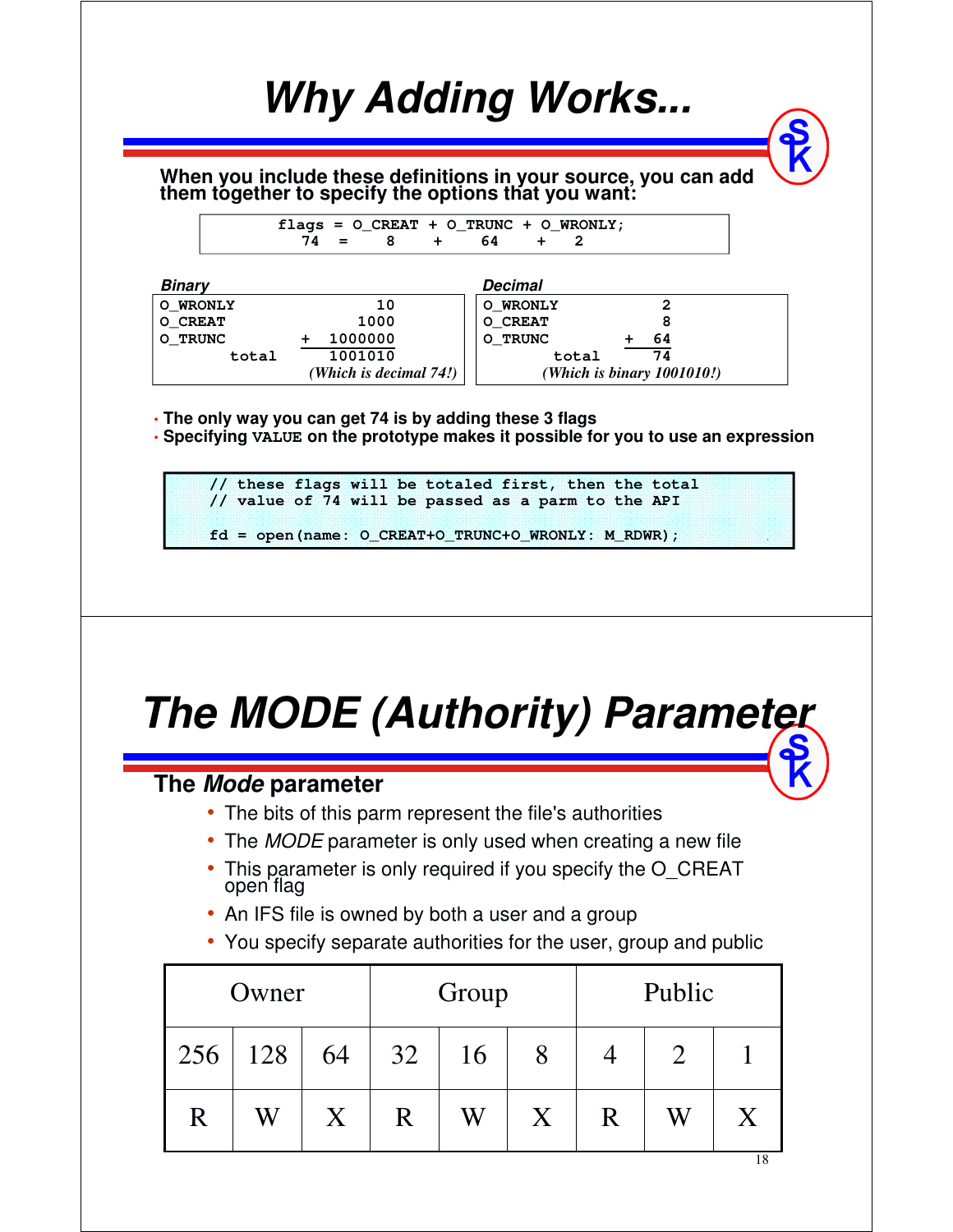# Why Adding Works...

When you include these definitions in your source, you can add them together to specify the options that you want:

```
        flags = O_CREAT + O_TRUNC + O_WRONLY;
          74  =     8    +    64    +    2
```

*Binary*

```
O_WRONLY                  10
O_CREAT                 1000
O_TRUNC           +  1000000
        total        1001010
            (Which is decimal 74!)
```

*Decimal*

```
O_WRONLY              2
O_CREAT               8
O_TRUNC          +   64
        total        74
     (Which is binary 1001010!)
```

- The only way you can get 74 is by adding these 3 flags
- Specifying `VALUE` on the prototype makes it possible for you to use an expression

```
// these flags will be totaled first, then the total
// value of 74 will be passed as a parm to the API

fd = open(name: O_CREAT+O_TRUNC+O_WRONLY: M_RDWR);
```

# The MODE (Authority) Parameter

## The *Mode* parameter

- The bits of this parm represent the file's authorities
- The *MODE* parameter is only used when creating a new file
- This parameter is only required if you specify the O_CREAT open flag
- An IFS file is owned by both a user and a group
- You specify separate authorities for the user, group and public

| Owner | | | Group | | | Public | | |
|---|---|---|---|---|---|---|---|---|
| 256 | 128 | 64 | 32 | 16 | 8 | 4 | 2 | 1 |
| R | W | X | R | W | X | R | W | X |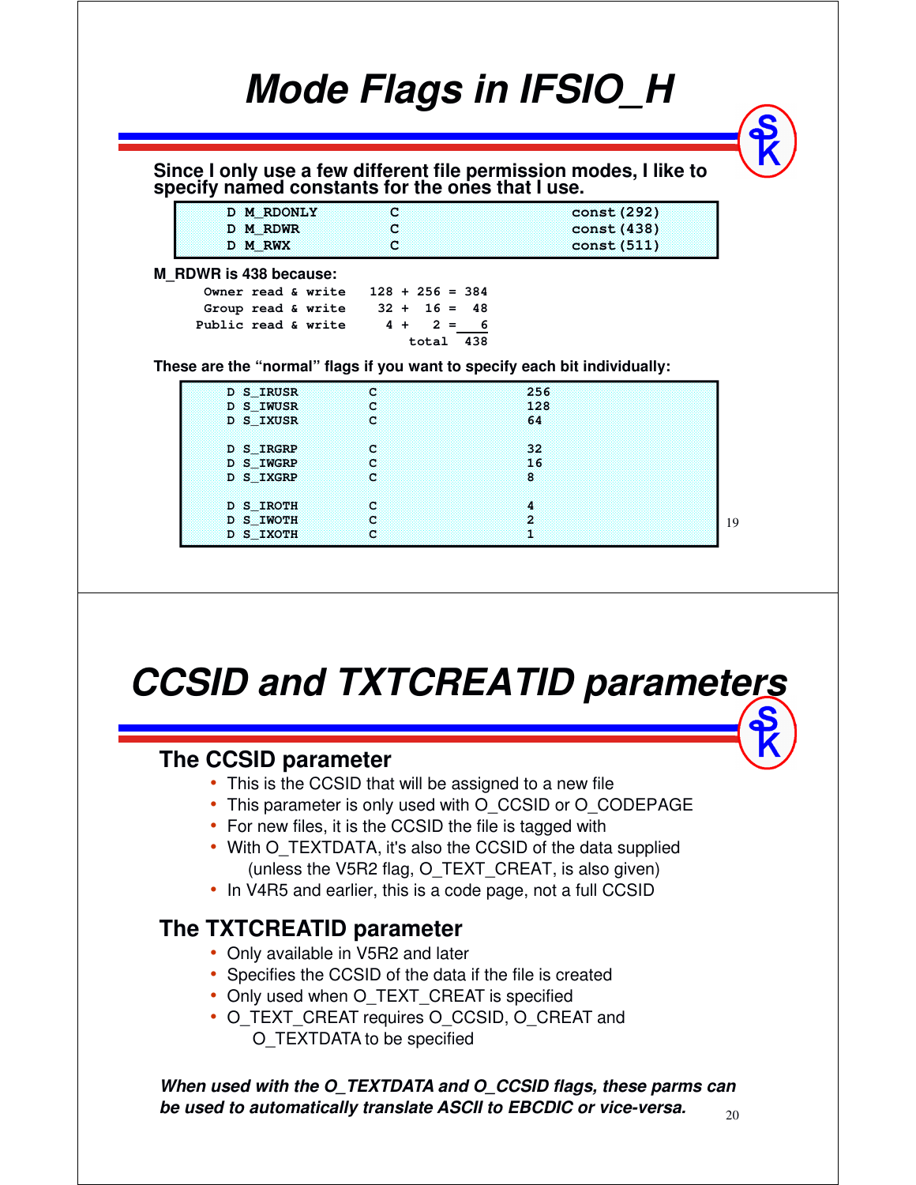# Mode Flags in IFSIO_H

**Since I only use a few different file permission modes, I like to specify named constants for the ones that I use.**

```
D M_RDONLY          C                    const(292)
D M_RDWR            C                    const(438)
D M_RWX             C                    const(511)
```

**M_RDWR is 438 because:**

```
  Owner read & write   128 + 256 = 384
  Group read & write    32 +  16 =  48
 Public read & write     4 +   2 =   6
                           total   438
```

**These are the "normal" flags if you want to specify each bit individually:**

```
D S_IRUSR          C                  256
D S_IWUSR          C                  128
D S_IXUSR          C                  64

D S_IRGRP          C                  32
D S_IWGRP          C                  16
D S_IXGRP          C                  8

D S_IROTH          C                  4
D S_IWOTH          C                  2
D S_IXOTH          C                  1
```

# CCSID and TXTCREATID parameters

## The CCSID parameter

- This is the CCSID that will be assigned to a new file
- This parameter is only used with O_CCSID or O_CODEPAGE
- For new files, it is the CCSID the file is tagged with
- With O_TEXTDATA, it's also the CCSID of the data supplied (unless the V5R2 flag, O_TEXT_CREAT, is also given)
- In V4R5 and earlier, this is a code page, not a full CCSID

## The TXTCREATID parameter

- Only available in V5R2 and later
- Specifies the CCSID of the data if the file is created
- Only used when O_TEXT_CREAT is specified
- O_TEXT_CREAT requires O_CCSID, O_CREAT and O_TEXTDATA to be specified

***When used with the O_TEXTDATA and O_CCSID flags, these parms can be used to automatically translate ASCII to EBCDIC or vice-versa.***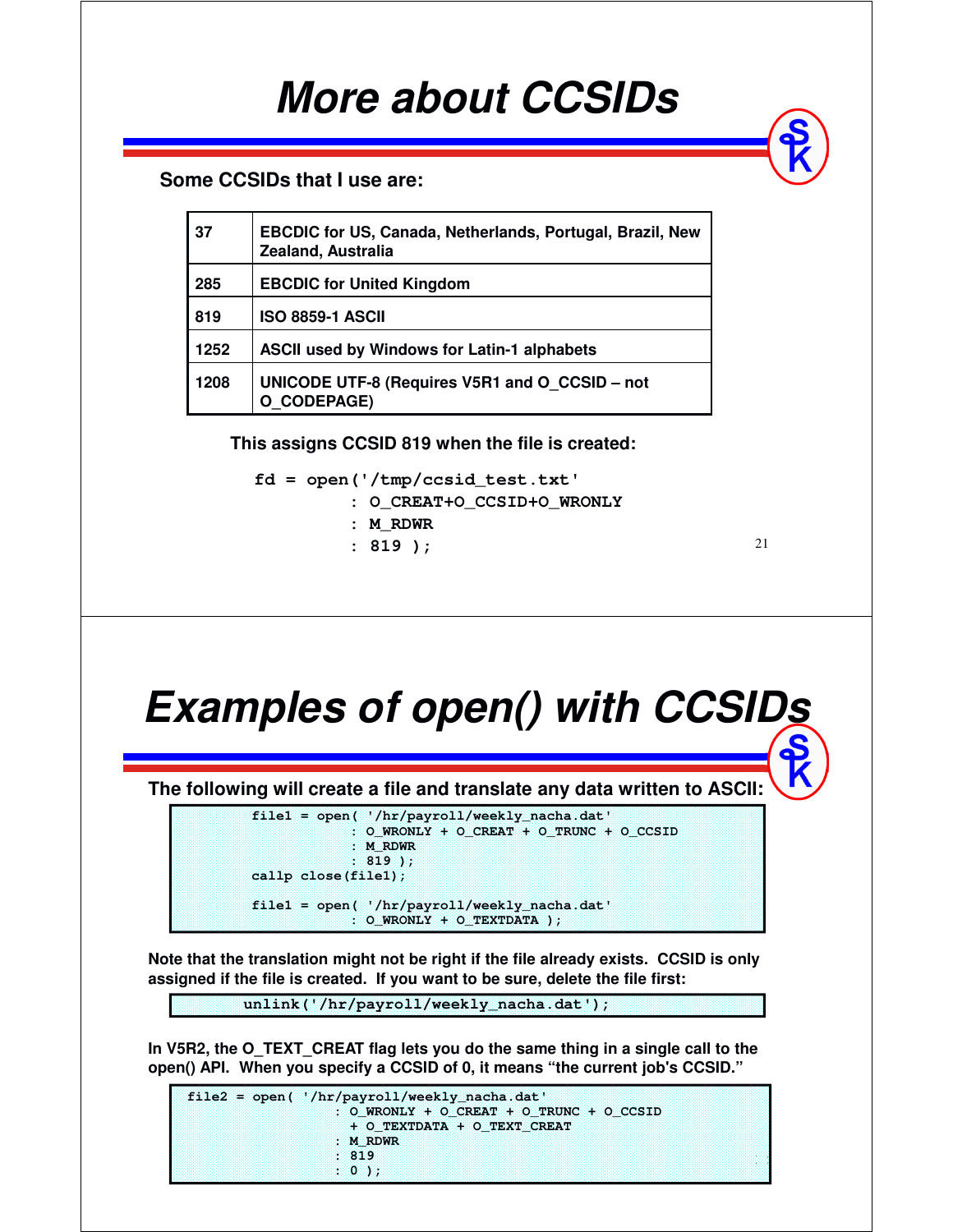# More about CCSIDs

Some CCSIDs that I use are:

| | |
|---|---|
| 37 | EBCDIC for US, Canada, Netherlands, Portugal, Brazil, New Zealand, Australia |
| 285 | EBCDIC for United Kingdom |
| 819 | ISO 8859-1 ASCII |
| 1252 | ASCII used by Windows for Latin-1 alphabets |
| 1208 | UNICODE UTF-8 (Requires V5R1 and O_CCSID – not O_CODEPAGE) |

This assigns CCSID 819 when the file is created:

```
fd = open('/tmp/ccsid_test.txt'
         : O_CREAT+O_CCSID+O_WRONLY
         : M_RDWR
         : 819 );
```

# Examples of open() with CCSIDs

The following will create a file and translate any data written to ASCII:

```
file1 = open( '/hr/payroll/weekly_nacha.dat'
            : O_WRONLY + O_CREAT + O_TRUNC + O_CCSID
            : M_RDWR
            : 819 );
callp close(file1);

file1 = open( '/hr/payroll/weekly_nacha.dat'
            : O_WRONLY + O_TEXTDATA );
```

Note that the translation might not be right if the file already exists. CCSID is only assigned if the file is created. If you want to be sure, delete the file first:

```
unlink('/hr/payroll/weekly_nacha.dat');
```

In V5R2, the O_TEXT_CREAT flag lets you do the same thing in a single call to the open() API. When you specify a CCSID of 0, it means "the current job's CCSID."

```
file2 = open( '/hr/payroll/weekly_nacha.dat'
            : O_WRONLY + O_CREAT + O_TRUNC + O_CCSID
              + O_TEXTDATA + O_TEXT_CREAT
            : M_RDWR
            : 819
            : 0 );
```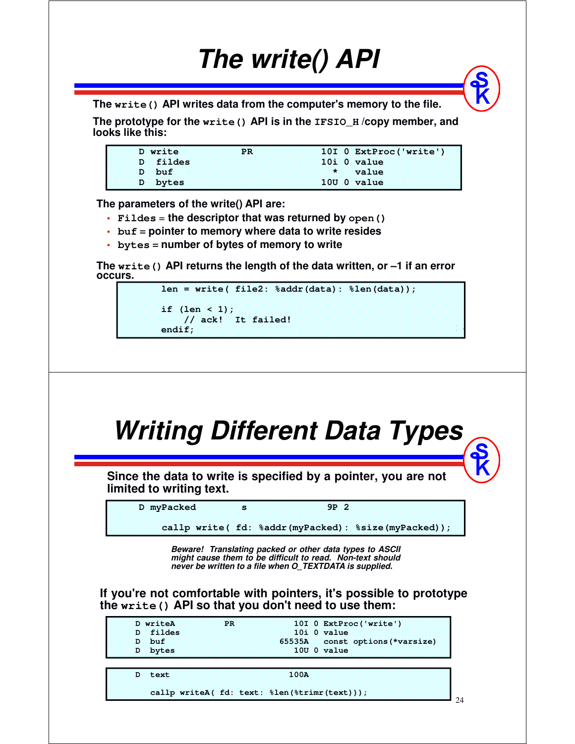# The write() API

The `write()` API writes data from the computer's memory to the file.

The prototype for the `write()` API is in the `IFSIO_H` /copy member, and looks like this:

```
D write           PR            10I 0 ExtProc('write')
D  fildes                       10i 0 value
D  buf                            *   value
D  bytes                        10U 0 value
```

The parameters of the write() API are:

- `Fildes` = the descriptor that was returned by `open()`
- `buf` = pointer to memory where data to write resides
- `bytes` = number of bytes of memory to write

The `write()` API returns the length of the data written, or –1 if an error occurs.

```
len = write( file2: %addr(data): %len(data));

if (len < 1);
    // ack!  It failed!
endif;
```

# Writing Different Data Types

Since the data to write is specified by a pointer, you are not limited to writing text.

```
D myPacked        s              9P 2

  callp write( fd: %addr(myPacked): %size(myPacked));
```

*Beware! Translating packed or other data types to ASCII might cause them to be difficult to read. Non-text should never be written to a file when O_TEXTDATA is supplied.*

If you're not comfortable with pointers, it's possible to prototype the `write()` API so that you don't need to use them:

```
D writeA          PR            10I 0 ExtProc('write')
D  fildes                       10i 0 value
D  buf                       65535A   const options(*varsize)
D  bytes                        10U 0 value
```

```
D text                         100A

  callp writeA( fd: text: %len(%trimr(text)));
```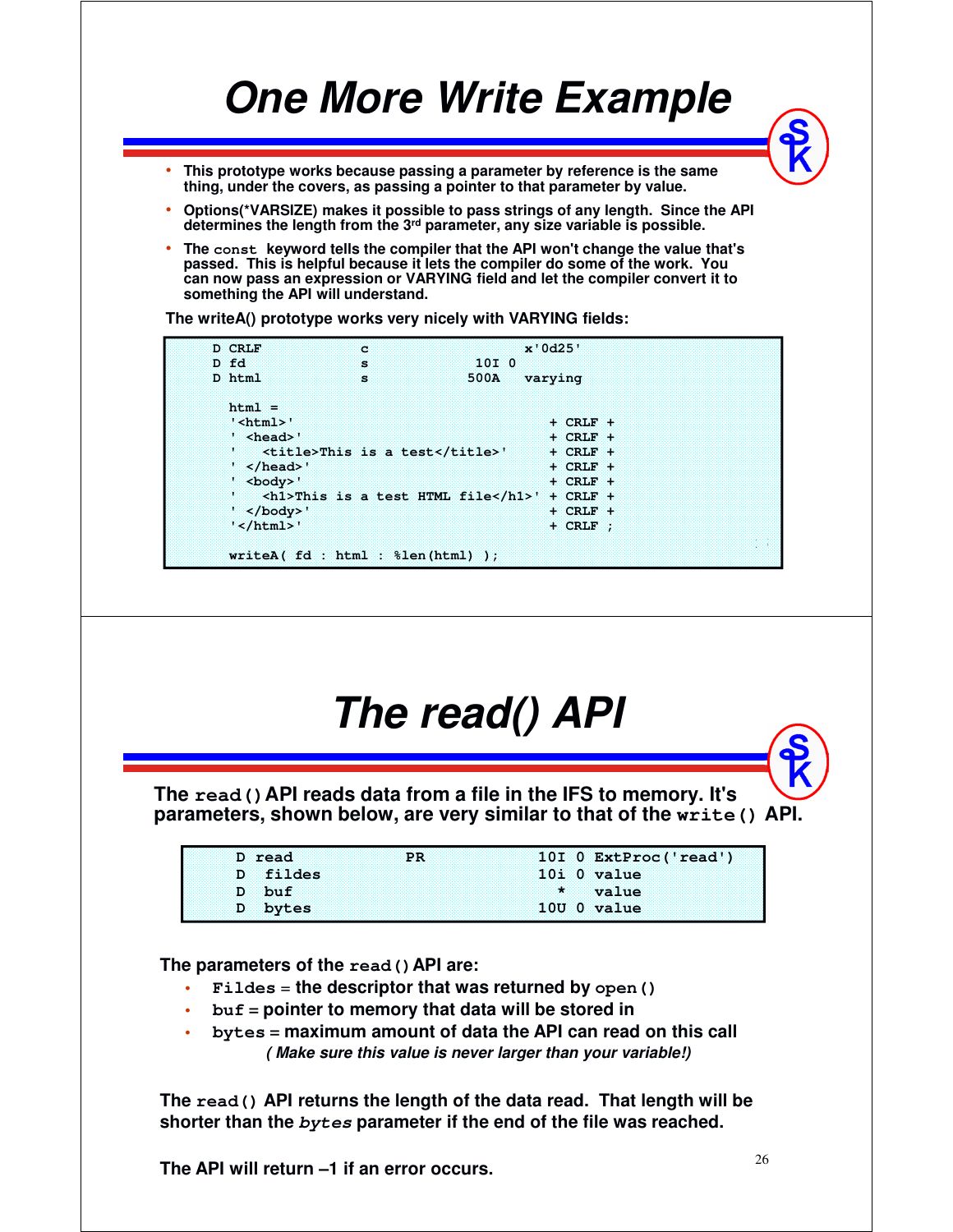# One More Write Example

- This prototype works because passing a parameter by reference is the same thing, under the covers, as passing a pointer to that parameter by value.
- Options(*VARSIZE) makes it possible to pass strings of any length. Since the API determines the length from the 3rd parameter, any size variable is possible.
- The `const` keyword tells the compiler that the API won't change the value that's passed. This is helpful because it lets the compiler do some of the work. You can now pass an expression or VARYING field and let the compiler convert it to something the API will understand.

The writeA() prototype works very nicely with VARYING fields:

```
     D CRLF            c                   x'0d25'
     D fd              s             10I 0
     D html            s            500A   varying

       html =
       '<html>'                                 + CRLF +
       '  <head>'                               + CRLF +
       '    <title>This is a test</title>'      + CRLF +
       '  </head>'                              + CRLF +
       '  <body>'                               + CRLF +
       '    <h1>This is a test HTML file</h1>'  + CRLF +
       '  </body>'                              + CRLF +
       '</html>'                                + CRLF ;

       writeA( fd : html : %len(html) );
```

# The read() API

The `read()` API reads data from a file in the IFS to memory. It's parameters, shown below, are very similar to that of the `write()` API.

```
     D read            PR            10I 0 ExtProc('read')
     D  fildes                       10i 0 value
     D  buf                            *   value
     D  bytes                        10U 0 value
```

The parameters of the `read()` API are:

- `Fildes` = the descriptor that was returned by `open()`
- `buf` = pointer to memory that data will be stored in
- `bytes` = maximum amount of data the API can read on this call
  *( Make sure this value is never larger than your variable!)*

The `read()` API returns the length of the data read. That length will be shorter than the *`bytes`* parameter if the end of the file was reached.

The API will return –1 if an error occurs.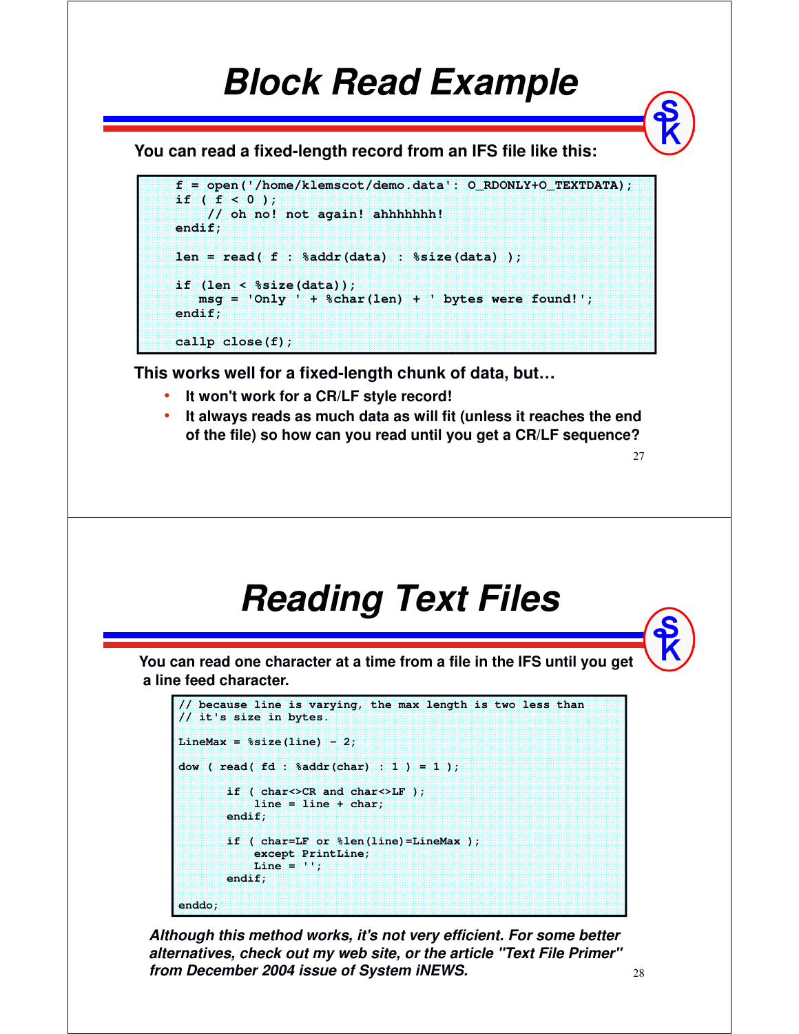# Block Read Example

**You can read a fixed-length record from an IFS file like this:**

```
f = open('/home/klemscot/demo.data': O_RDONLY+O_TEXTDATA);
if ( f < 0 );
    // oh no! not again! ahhhhhhh!
endif;

len = read( f : %addr(data) : %size(data) );

if (len < %size(data));
   msg = 'Only ' + %char(len) + ' bytes were found!';
endif;

callp close(f);
```

**This works well for a fixed-length chunk of data, but…**

- **It won't work for a CR/LF style record!**
- **It always reads as much data as will fit (unless it reaches the end of the file) so how can you read until you get a CR/LF sequence?**

# Reading Text Files

**You can read one character at a time from a file in the IFS until you get a line feed character.**

```
// because line is varying, the max length is two less than
// it's size in bytes.

LineMax = %size(line) - 2;

dow ( read( fd : %addr(char) : 1 ) = 1 );

       if ( char<>CR and char<>LF );
           line = line + char;
       endif;

       if ( char=LF or %len(line)=LineMax );
           except PrintLine;
           Line = '';
       endif;

enddo;
```

***Although this method works, it's not very efficient. For some better alternatives, check out my web site, or the article "Text File Primer" from December 2004 issue of System iNEWS.***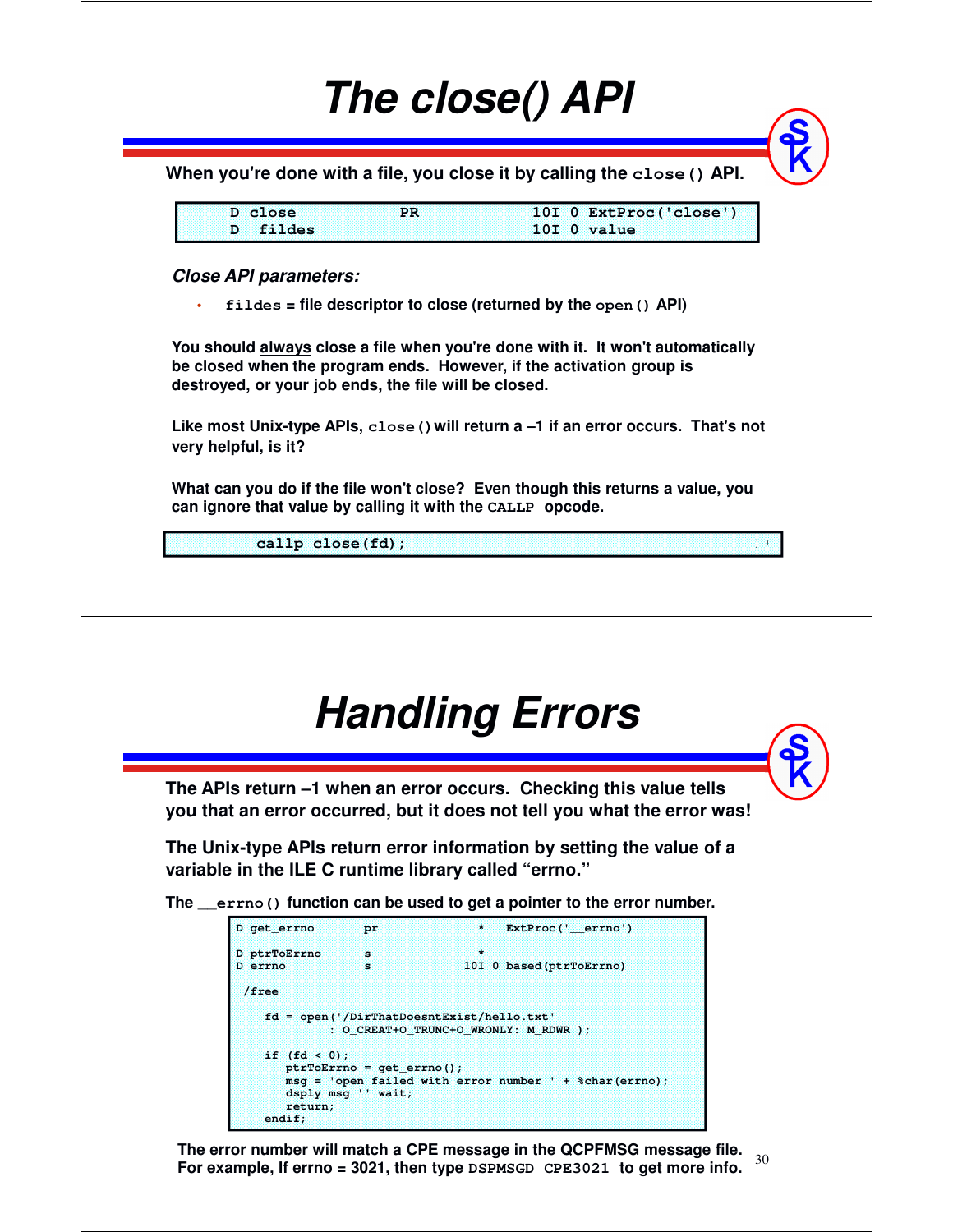# The close() API

When you're done with a file, you close it by calling the `close()` API.

```
D close           PR                  10I 0 ExtProc('close')
D   fildes                            10I 0 value
```

***Close API parameters:***

- `fildes` = file descriptor to close (returned by the `open()` API)

You should <u>always</u> close a file when you're done with it. It won't automatically be closed when the program ends. However, if the activation group is destroyed, or your job ends, the file will be closed.

Like most Unix-type APIs, `close()` will return a –1 if an error occurs. That's not very helpful, is it?

What can you do if the file won't close? Even though this returns a value, you can ignore that value by calling it with the `CALLP` opcode.

```
          callp close(fd);
```

# Handling Errors

The APIs return –1 when an error occurs. Checking this value tells you that an error occurred, but it does not tell you what the error was!

The Unix-type APIs return error information by setting the value of a variable in the ILE C runtime library called "errno."

The `__errno()` function can be used to get a pointer to the error number.

```
D get_errno       pr              *   ExtProc('__errno')

D ptrToErrno      s               *
D errno           s             10I 0 based(ptrToErrno)

 /free

   fd = open('/DirThatDoesntExist/hello.txt'
            : O_CREAT+O_TRUNC+O_WRONLY: M_RDWR );

   if (fd < 0);
      ptrToErrno = get_errno();
      msg = 'open failed with error number ' + %char(errno);
      dsply msg '' wait;
      return;
   endif;
```

The error number will match a CPE message in the QCPFMSG message file. For example, If errno = 3021, then type `DSPMSGD CPE3021` to get more info.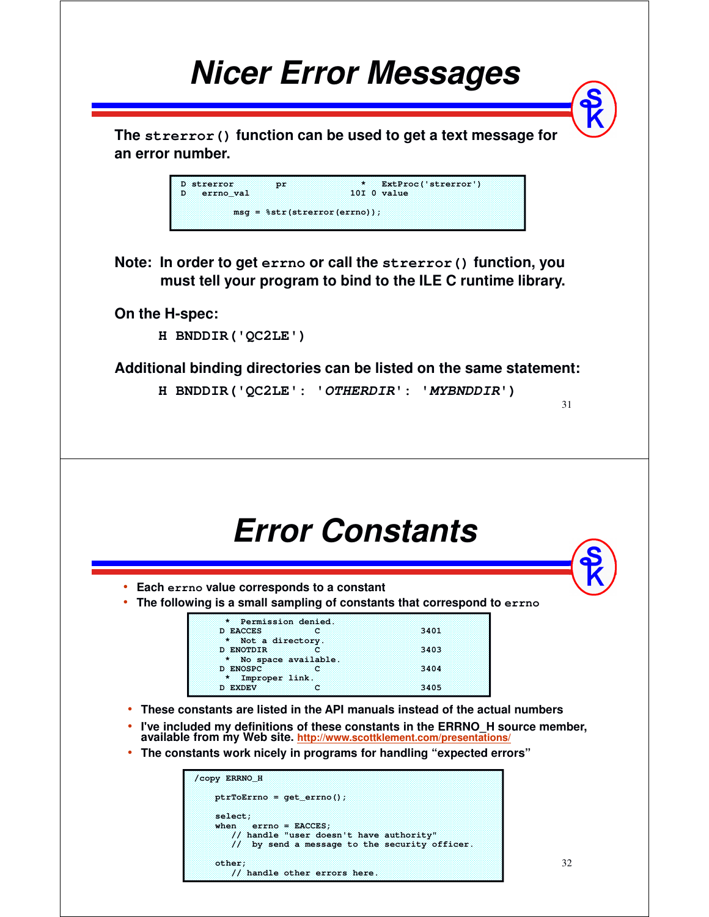# Nicer Error Messages

**The `strerror()` function can be used to get a text message for an error number.**

```
D strerror        pr              *   ExtProc('strerror')
D   errno_val                   10I 0 value

          msg = %str(strerror(errno));
```

**Note: In order to get `errno` or call the `strerror()` function, you must tell your program to bind to the ILE C runtime library.**

**On the H-spec:**

```
H BNDDIR('QC2LE')
```

**Additional binding directories can be listed on the same statement:**

```
H BNDDIR('QC2LE': 'OTHERDIR': 'MYBNDDIR')
```

# Error Constants

- **Each `errno` value corresponds to a constant**
- **The following is a small sampling of constants that correspond to `errno`**

```
     *  Permission denied.
D EACCES          C                   3401
     *  Not a directory.
D ENOTDIR         C                   3403
     *  No space available.
D ENOSPC          C                   3404
     *  Improper link.
D EXDEV           C                   3405
```

- **These constants are listed in the API manuals instead of the actual numbers**
- **I've included my definitions of these constants in the ERRNO_H source member, available from my Web site. http://www.scottklement.com/presentations/**
- **The constants work nicely in programs for handling "expected errors"**

```
/copy ERRNO_H

    ptrToErrno = get_errno();

    select;
    when    errno = EACCES;
       // handle "user doesn't have authority"
       //  by send a message to the security officer.

    other;
       // handle other errors here.
```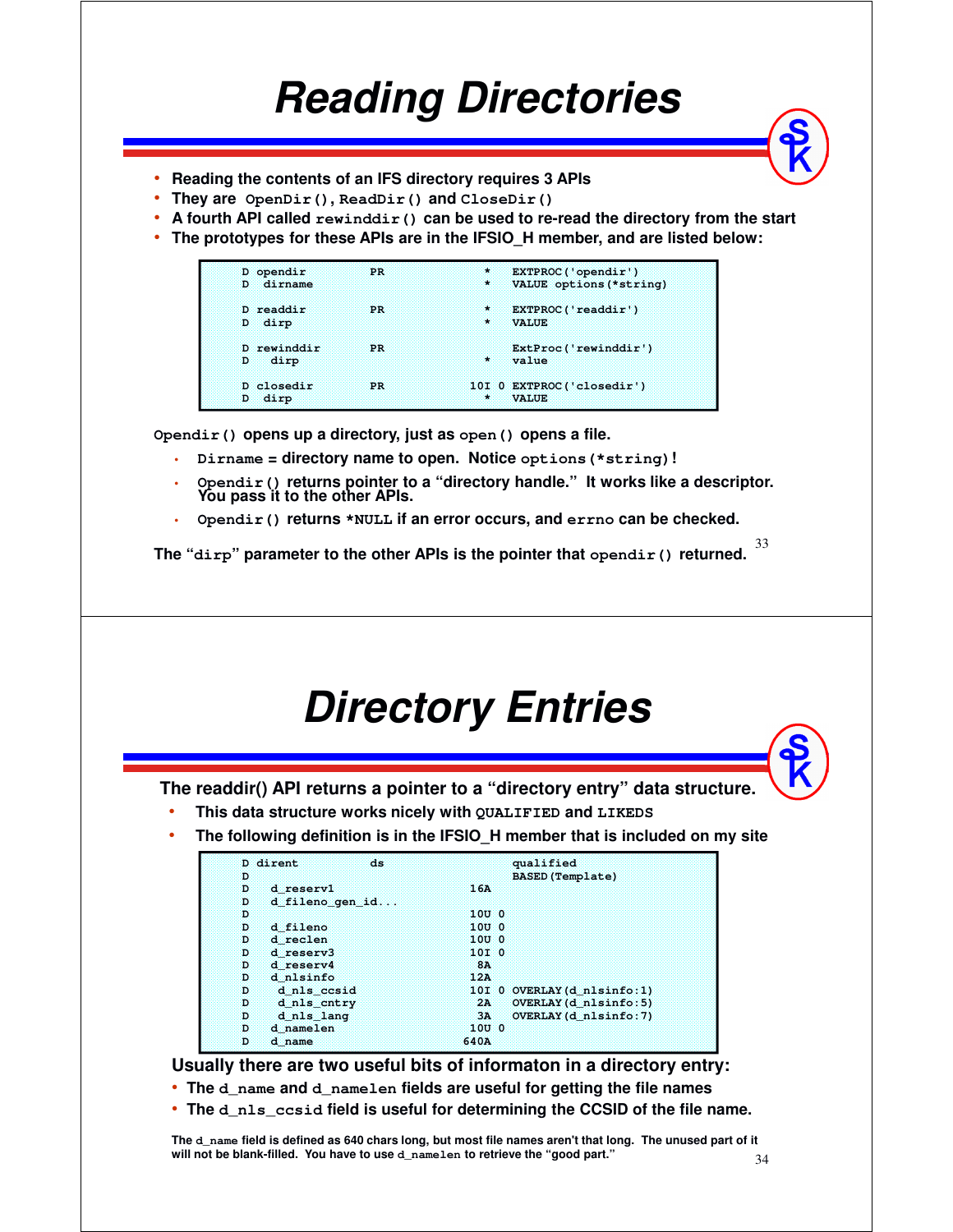# Reading Directories

- Reading the contents of an IFS directory requires 3 APIs
- They are `OpenDir()`, `ReadDir()` and `CloseDir()`
- A fourth API called `rewinddir()` can be used to re-read the directory from the start
- The prototypes for these APIs are in the IFSIO_H member, and are listed below:

```
D opendir         PR              *   EXTPROC('opendir')
D  dirname                        *   VALUE options(*string)

D readdir         PR              *   EXTPROC('readdir')
D  dirp                           *   VALUE

D rewinddir       PR                  ExtProc('rewinddir')
D   dirp                          *   value

D closedir        PR            10I 0 EXTPROC('closedir')
D  dirp                           *   VALUE
```

`Opendir()` opens up a directory, just as `open()` opens a file.

- `Dirname` = directory name to open. Notice `options(*string)`!
- `Opendir()` returns pointer to a "directory handle." It works like a descriptor. You pass it to the other APIs.
- `Opendir()` returns `*NULL` if an error occurs, and `errno` can be checked.

The "`dirp`" parameter to the other APIs is the pointer that `opendir()` returned.

# Directory Entries

The readdir() API returns a pointer to a "directory entry" data structure.

- This data structure works nicely with `QUALIFIED` and `LIKEDS`
- The following definition is in the IFSIO_H member that is included on my site

```
D dirent          ds                  qualified
D                                     BASED(Template)
D   d_reserv1                   16A
D   d_fileno_gen_id...
D                               10U 0
D   d_fileno                    10U 0
D   d_reclen                    10U 0
D   d_reserv3                   10I 0
D   d_reserv4                    8A
D   d_nlsinfo                   12A
D    d_nls_ccsid                10I 0 OVERLAY(d_nlsinfo:1)
D    d_nls_cntry                 2A   OVERLAY(d_nlsinfo:5)
D    d_nls_lang                  3A   OVERLAY(d_nlsinfo:7)
D   d_namelen                   10U 0
D   d_name                     640A
```

Usually there are two useful bits of informaton in a directory entry:

- The `d_name` and `d_namelen` fields are useful for getting the file names
- The `d_nls_ccsid` field is useful for determining the CCSID of the file name.

The `d_name` field is defined as 640 chars long, but most file names aren't that long. The unused part of it will not be blank-filled. You have to use `d_namelen` to retrieve the "good part."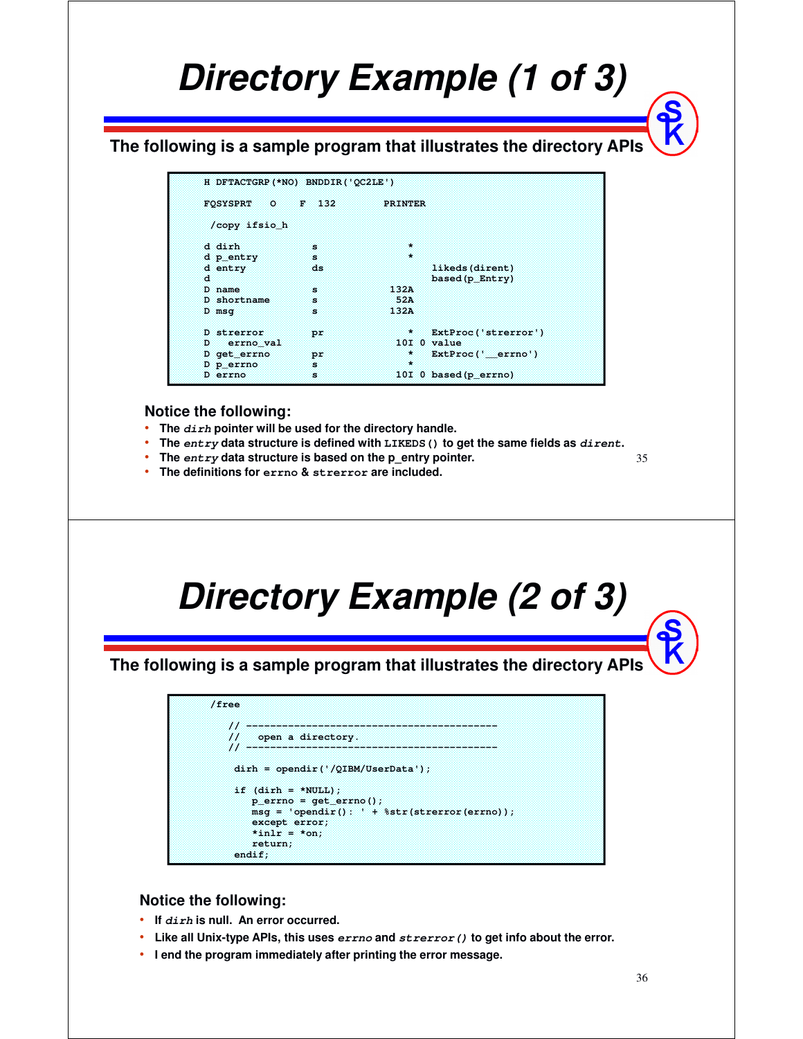# Directory Example (1 of 3)

**The following is a sample program that illustrates the directory APIs**

```
H DFTACTGRP(*NO) BNDDIR('QC2LE')

FQSYSPRT   O    F  132        PRINTER

 /copy ifsio_h

d dirh            s               *
d p_entry         s               *
d entry           ds                  likeds(dirent)
d                                     based(p_Entry)
D name            s            132A
D shortname       s             52A
D msg             s            132A

D strerror        pr              *   ExtProc('strerror')
D   errno_val                   10I 0 value
D get_errno       pr              *   ExtProc('__errno')
D p_errno         s               *
D errno           s             10I 0 based(p_errno)
```

### Notice the following:

- The *dirh* pointer will be used for the directory handle.
- The *entry* data structure is defined with `LIKEDS()` to get the same fields as *dirent*.
- The *entry* data structure is based on the p_entry pointer.
- The definitions for `errno` & `strerror` are included.

# Directory Example (2 of 3)

**The following is a sample program that illustrates the directory APIs**

```
 /free

   // -----------------------------------------
   //   open a directory.
   // -----------------------------------------

    dirh = opendir('/QIBM/UserData');

    if (dirh = *NULL);
       p_errno = get_errno();
       msg = 'opendir(): ' + %str(strerror(errno));
       except error;
       *inlr = *on;
       return;
    endif;
```

### Notice the following:

- If *dirh* is null. An error occurred.
- Like all Unix-type APIs, this uses *errno* and *strerror()* to get info about the error.
- I end the program immediately after printing the error message.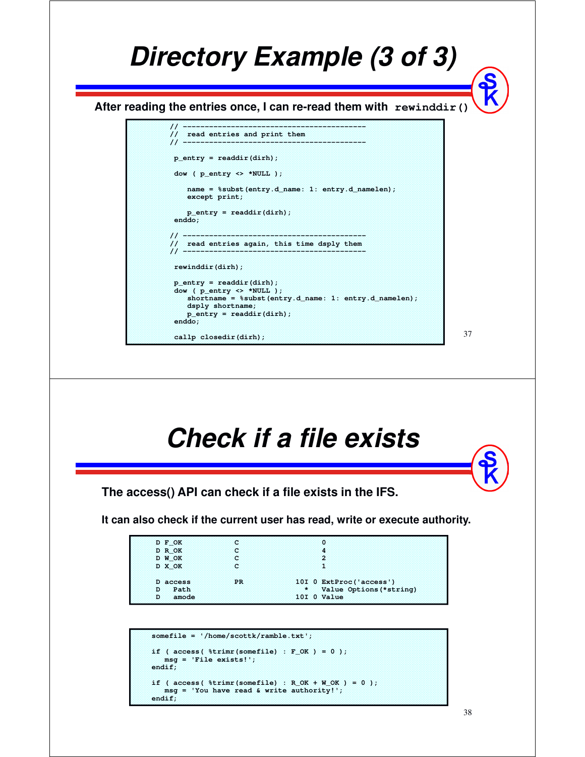# Directory Example (3 of 3)

**After reading the entries once, I can re-read them with `rewinddir()`**

```
// -----------------------------------------
//  read entries and print them
// -----------------------------------------

 p_entry = readdir(dirh);

 dow ( p_entry <> *NULL );

    name = %subst(entry.d_name: 1: entry.d_namelen);
    except print;

    p_entry = readdir(dirh);
 enddo;

// -----------------------------------------
//  read entries again, this time dsply them
// -----------------------------------------

 rewinddir(dirh);

 p_entry = readdir(dirh);
 dow ( p_entry <> *NULL );
    shortname = %subst(entry.d_name: 1: entry.d_namelen);
    dsply shortname;
    p_entry = readdir(dirh);
 enddo;

 callp closedir(dirh);
```

# Check if a file exists

**The access() API can check if a file exists in the IFS.**

**It can also check if the current user has read, write or execute authority.**

```
D F_OK            C                   0
D R_OK            C                   4
D W_OK            C                   2
D X_OK            C                   1

D access          PR            10I 0 ExtProc('access')
D   Path                          *   Value Options(*string)
D   amode                       10I 0 Value
```

```
somefile = '/home/scottk/ramble.txt';

if ( access( %trimr(somefile) : F_OK ) = 0 );
   msg = 'File exists!';
endif;

if ( access( %trimr(somefile) : R_OK + W_OK ) = 0 );
   msg = 'You have read & write authority!';
endif;
```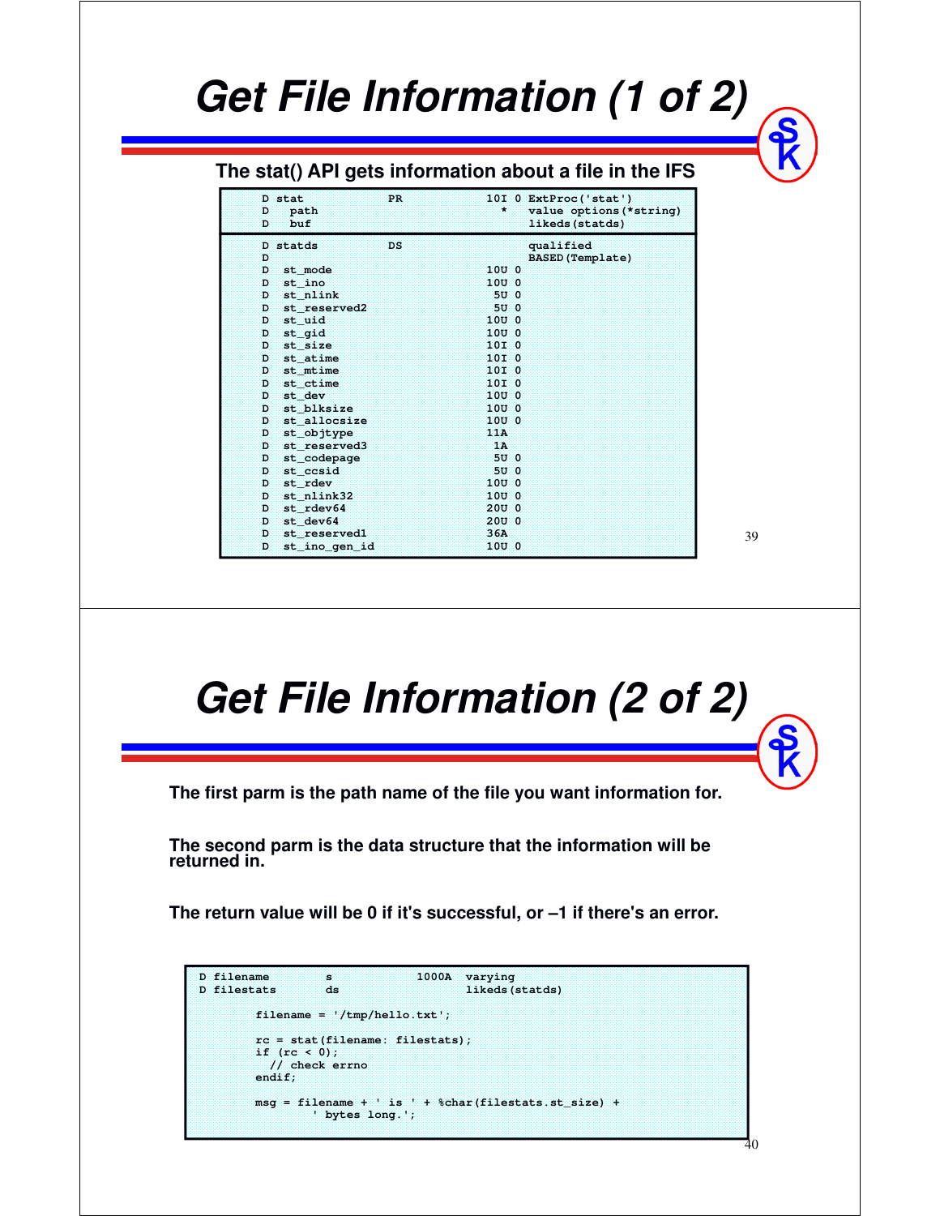# Get File Information (1 of 2)

**The stat() API gets information about a file in the IFS**

```
     D stat            PR            10I 0 ExtProc('stat')
     D   path                          *   value options(*string)
     D   buf                               likeds(statds)

     D statds          DS                  qualified
     D                                     BASED(Template)
     D  st_mode                      10U 0
     D  st_ino                       10U 0
     D  st_nlink                      5U 0
     D  st_reserved2                  5U 0
     D  st_uid                       10U 0
     D  st_gid                       10U 0
     D  st_size                      10I 0
     D  st_atime                     10I 0
     D  st_mtime                     10I 0
     D  st_ctime                     10I 0
     D  st_dev                       10U 0
     D  st_blksize                   10U 0
     D  st_allocsize                 10U 0
     D  st_objtype                   11A
     D  st_reserved3                  1A
     D  st_codepage                   5U 0
     D  st_ccsid                      5U 0
     D  st_rdev                      10U 0
     D  st_nlink32                   10U 0
     D  st_rdev64                    20U 0
     D  st_dev64                     20U 0
     D  st_reserved1                 36A
     D  st_ino_gen_id                10U 0
```

# Get File Information (2 of 2)

**The first parm is the path name of the file you want information for.**

**The second parm is the data structure that the information will be returned in.**

**The return value will be 0 if it's successful, or –1 if there's an error.**

```
D filename        s           1000A   varying
D filestats       ds                  likeds(statds)

        filename = '/tmp/hello.txt';

        rc = stat(filename: filestats);
        if (rc < 0);
          // check errno
        endif;

        msg = filename + ' is ' + %char(filestats.st_size) +
                ' bytes long.';
```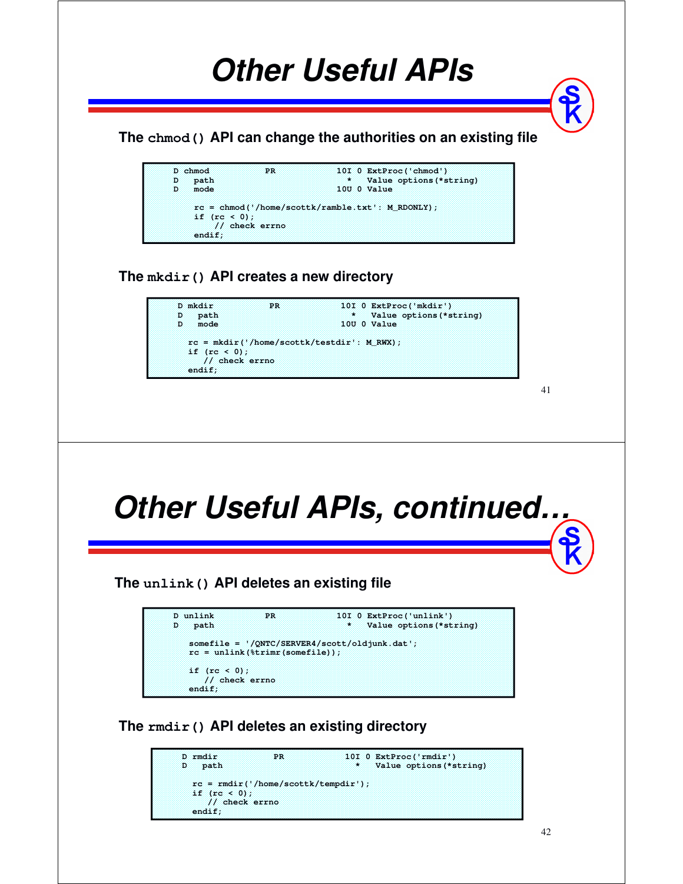# Other Useful APIs

The `chmod()` API can change the authorities on an existing file

```
D chmod           PR            10I 0 ExtProc('chmod')
D   path                          *   Value options(*string)
D   mode                        10U 0 Value

    rc = chmod('/home/scottk/ramble.txt': M_RDONLY);
    if (rc < 0);
        // check errno
    endif;
```

The `mkdir()` API creates a new directory

```
D mkdir           PR            10I 0 ExtProc('mkdir')
D   path                          *   Value options(*string)
D   mode                        10U 0 Value

  rc = mkdir('/home/scottk/testdir': M_RWX);
  if (rc < 0);
     // check errno
  endif;
```

# Other Useful APIs, continued…

The `unlink()` API deletes an existing file

```
D unlink          PR            10I 0 ExtProc('unlink')
D   path                          *   Value options(*string)

   somefile = '/QNTC/SERVER4/scott/oldjunk.dat';
   rc = unlink(%trimr(somefile));

   if (rc < 0);
      // check errno
   endif;
```

The `rmdir()` API deletes an existing directory

```
D rmdir           PR            10I 0 ExtProc('rmdir')
D   path                          *   Value options(*string)

  rc = rmdir('/home/scottk/tempdir');
  if (rc < 0);
     // check errno
  endif;
```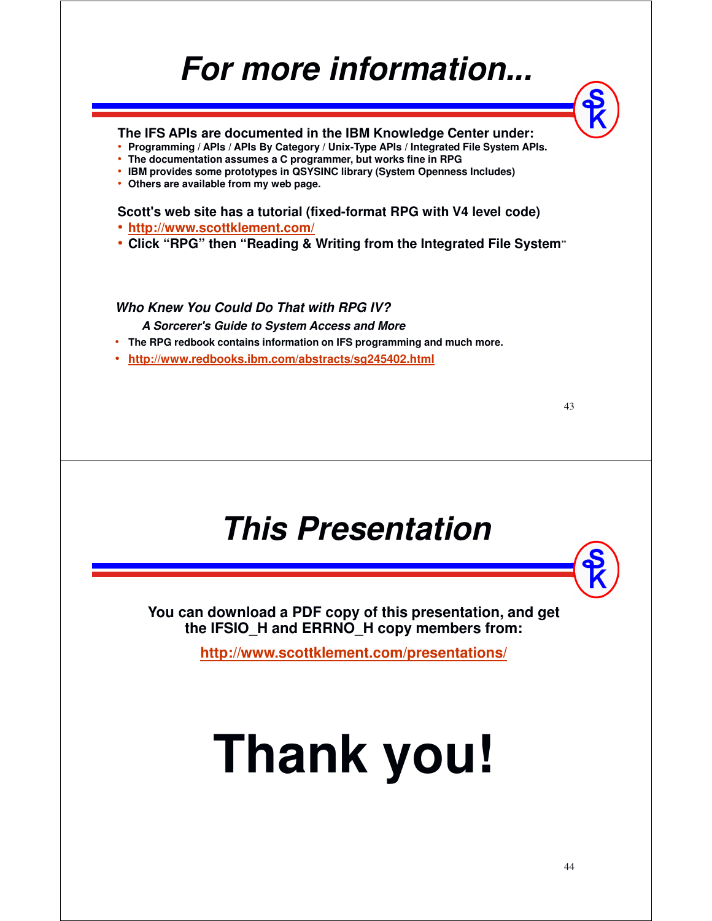# For more information...

**The IFS APIs are documented in the IBM Knowledge Center under:**

- Programming / APIs / APIs By Category / Unix-Type APIs / Integrated File System APIs.
- The documentation assumes a C programmer, but works fine in RPG
- IBM provides some prototypes in QSYSINC library (System Openness Includes)
- Others are available from my web page.

**Scott's web site has a tutorial (fixed-format RPG with V4 level code)**

- http://www.scottklement.com/
- Click "RPG" then "Reading & Writing from the Integrated File System"

***Who Knew You Could Do That with RPG IV?***

***A Sorcerer's Guide to System Access and More***

- The RPG redbook contains information on IFS programming and much more.
- http://www.redbooks.ibm.com/abstracts/sg245402.html

# This Presentation

**You can download a PDF copy of this presentation, and get the IFSIO_H and ERRNO_H copy members from:**

http://www.scottklement.com/presentations/

# Thank you!